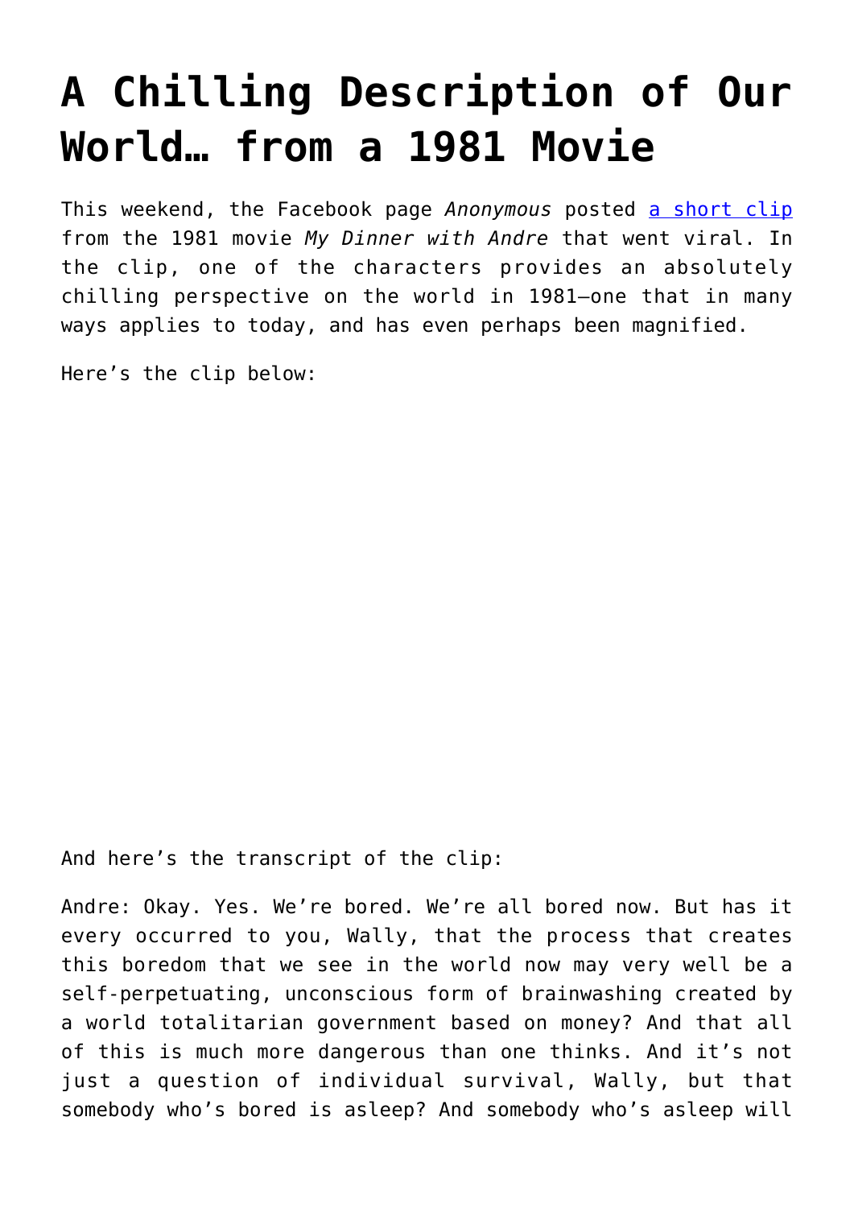# A Chilling Description of Our World… from a 1981 Movie

This weekend, the Facebook page *Anonymous* posted a short clip from the 1981 movie *My Dinner with Andre* that went viral. In the clip, one of the characters provides an absolutely chilling perspective on the world in 1981—one that in many ways applies to today, and has even perhaps been magnified.

Here's the clip below:

And here's the transcript of the clip:

Andre: Okay. Yes. We're bored. We're all bored now. But has it every occurred to you, Wally, that the process that creates this boredom that we see in the world now may very well be a self-perpetuating, unconscious form of brainwashing created by a world totalitarian government based on money? And that all of this is much more dangerous than one thinks. And it's not just a question of individual survival, Wally, but that somebody who's bored is asleep? And somebody who's asleep will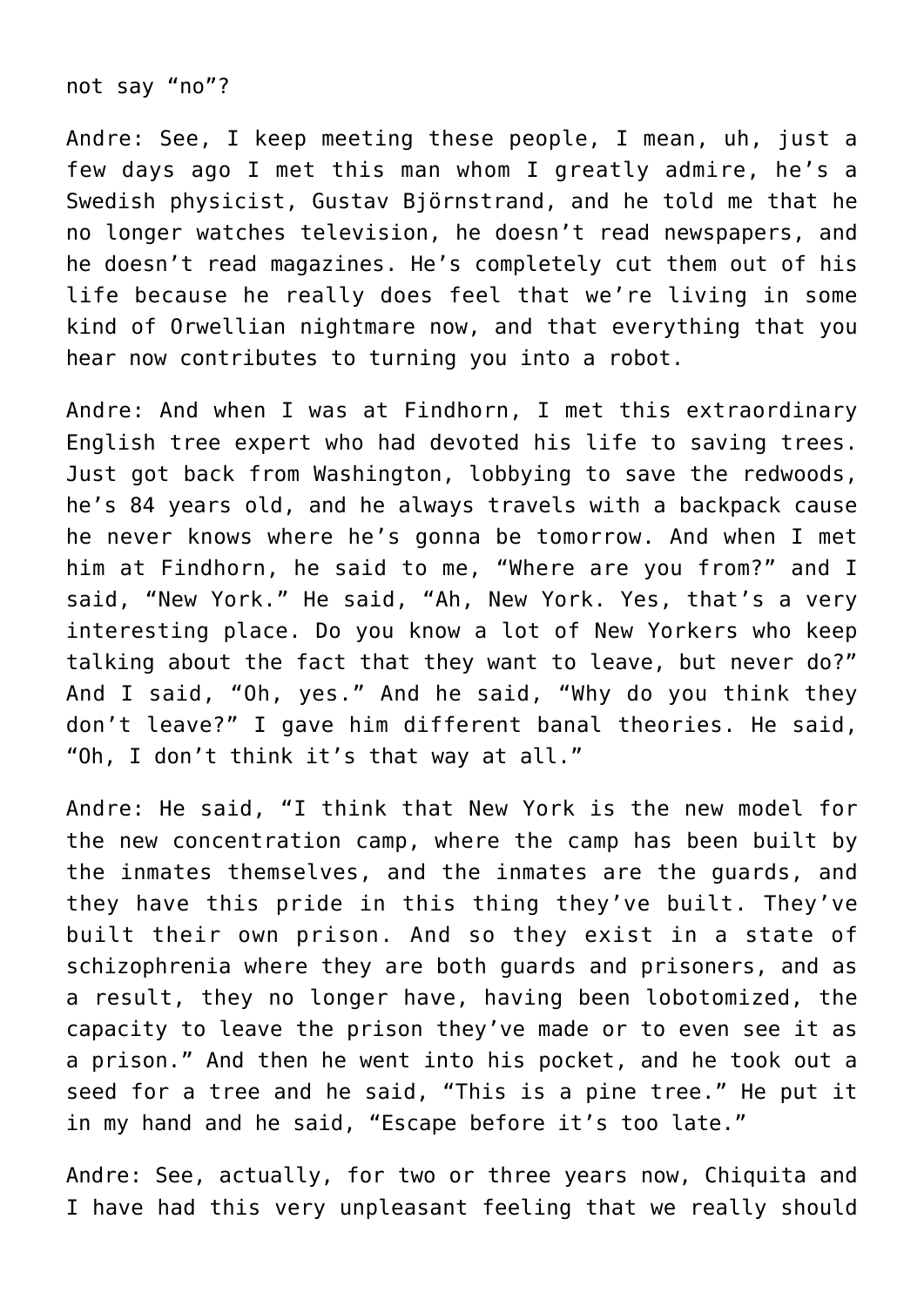not say “no”?

Andre: See, I keep meeting these people, I mean, uh, just a few days ago I met this man whom I greatly admire, he’s a Swedish physicist, Gustav Björnstrand, and he told me that he no longer watches television, he doesn’t read newspapers, and he doesn’t read magazines. He’s completely cut them out of his life because he really does feel that we’re living in some kind of Orwellian nightmare now, and that everything that you hear now contributes to turning you into a robot.

Andre: And when I was at Findhorn, I met this extraordinary English tree expert who had devoted his life to saving trees. Just got back from Washington, lobbying to save the redwoods, he’s 84 years old, and he always travels with a backpack cause he never knows where he’s gonna be tomorrow. And when I met him at Findhorn, he said to me, “Where are you from?” and I said, “New York.” He said, “Ah, New York. Yes, that’s a very interesting place. Do you know a lot of New Yorkers who keep talking about the fact that they want to leave, but never do?” And I said, “Oh, yes.” And he said, “Why do you think they don’t leave?” I gave him different banal theories. He said, “Oh, I don’t think it’s that way at all.”

Andre: He said, “I think that New York is the new model for the new concentration camp, where the camp has been built by the inmates themselves, and the inmates are the guards, and they have this pride in this thing they’ve built. They’ve built their own prison. And so they exist in a state of schizophrenia where they are both guards and prisoners, and as a result, they no longer have, having been lobotomized, the capacity to leave the prison they’ve made or to even see it as a prison.” And then he went into his pocket, and he took out a seed for a tree and he said, “This is a pine tree.” He put it in my hand and he said, “Escape before it’s too late.”

Andre: See, actually, for two or three years now, Chiquita and I have had this very unpleasant feeling that we really should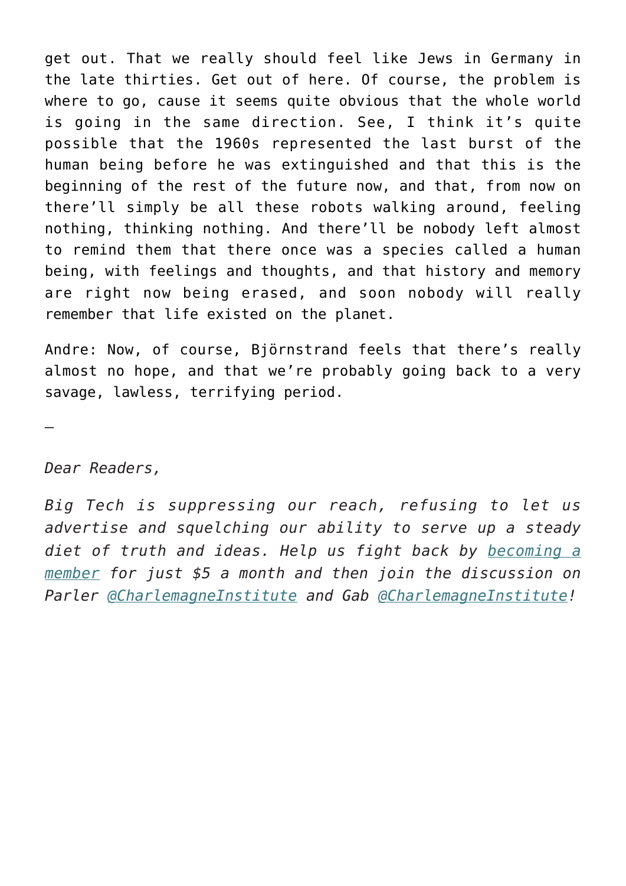get out. That we really should feel like Jews in Germany in the late thirties. Get out of here. Of course, the problem is where to go, cause it seems quite obvious that the whole world is going in the same direction. See, I think it's quite possible that the 1960s represented the last burst of the human being before he was extinguished and that this is the beginning of the rest of the future now, and that, from now on there'll simply be all these robots walking around, feeling nothing, thinking nothing. And there'll be nobody left almost to remind them that there once was a species called a human being, with feelings and thoughts, and that history and memory are right now being erased, and soon nobody will really remember that life existed on the planet.

Andre: Now, of course, Björnstrand feels that there's really almost no hope, and that we're probably going back to a very savage, lawless, terrifying period.

—

*Dear Readers,*

*Big Tech is suppressing our reach, refusing to let us advertise and squelching our ability to serve up a steady diet of truth and ideas. Help us fight back by becoming a member for just $5 a month and then join the discussion on Parler @CharlemagneInstitute and Gab @CharlemagneInstitute!*